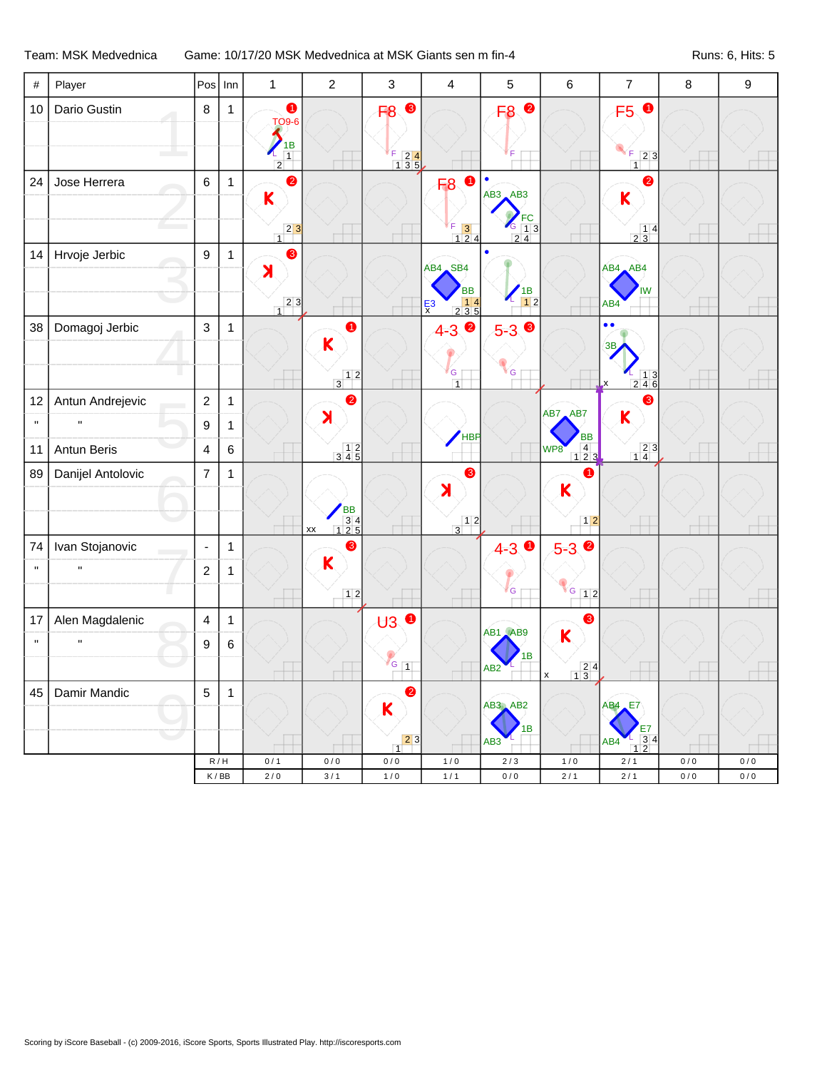Team: MSK Medvednica | Game: 10/17/20 MSK Medvednica at MSK Giants sen m fin-4 | Runs: 6, Hits: 5

| # | Player | Pos | Inn | 1 | 2 | 3 | 4 | 5 | 6 | 7 | 8 | 9 |
|---|---|---|---|---|---|---|---|---|---|---|---|---|
| 10 | Dario Gustin | 8 | 1 | 1 TO9-6 1B | | F8 3 | | F8 2 | | F5 1 | | |
| 24 | Jose Herrera | 6 | 1 | 2 K | | | F8 1 | AB3 AB3 FC | | 2 K | | |
| 14 | Hrvoje Jerbic | 9 | 1 | 3 K | | | AB4 SB4 BB E3 | 1B | | AB4 AB4 IW AB4 | | |
| 38 | Domagoj Jerbic | 3 | 1 | | 1 K | | 4-3 2 | 5-3 3 | | 3B | | |
| 12 | Antun Andrejevic | 2 | 1 | | 2 K | | HBP | | AB7 AB7 BB WP8 | 3 K | | |
| " | " | 9 | 1 | | | | | | | | | |
| 11 | Antun Beris | 4 | 6 | | | | | | | | | |
| 89 | Danijel Antolovic | 7 | 1 | | BB | | 3 K | | 1 K | | | |
| 74 | Ivan Stojanovic | - | 1 | | 3 K | | | 4-3 1 | 5-3 2 | | | |
| " | " | 2 | 1 | | | | | | | | | |
| 17 | Alen Magdalenic | 4 | 1 | | | U3 1 | | AB1 AB9 1B AB2 | 3 K | | | |
| " | " | 9 | 6 | | | | | | | | | |
| 45 | Damir Mandic | 5 | 1 | | | 2 K | | AB3 AB2 1B AB3 | | AB4 E7 E7 AB4 | | |
| | | | R / H | 0 / 1 | 0 / 0 | 0 / 0 | 1 / 0 | 2 / 3 | 1 / 0 | 2 / 1 | 0 / 0 | 0 / 0 |
| | | | K / BB | 2 / 0 | 3 / 1 | 1 / 0 | 1 / 1 | 0 / 0 | 2 / 1 | 2 / 1 | 0 / 0 | 0 / 0 |

Scoring by iScore Baseball - (c) 2009-2016, iScore Sports, Sports Illustrated Play. http://iscoresports.com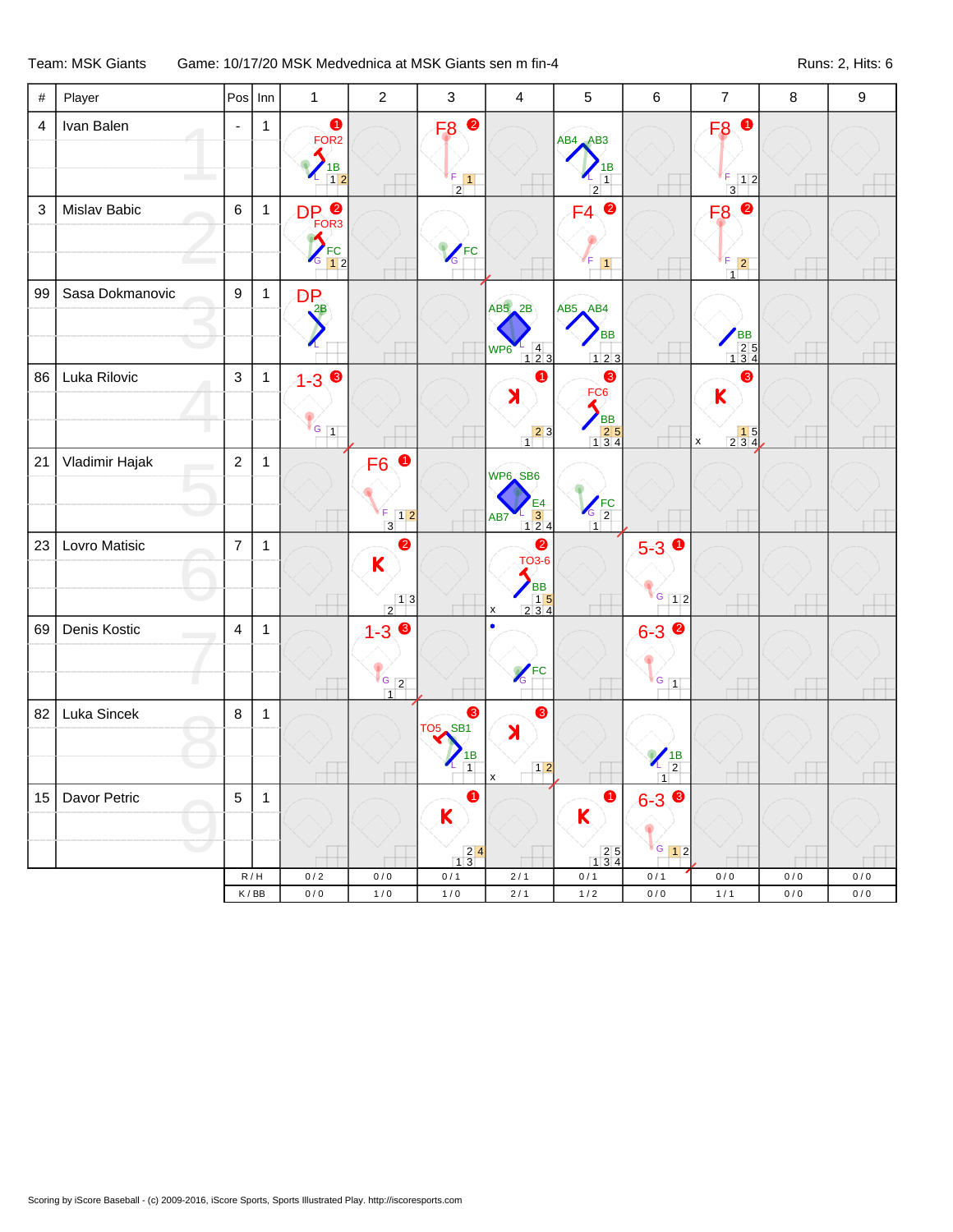Team: MSK Giants Game: 10/17/20 MSK Medvednica at MSK Giants sen m fin-4 Runs: 2, Hits: 6

| # | Player | Pos | Inn | 1 | 2 | 3 | 4 | 5 | 6 | 7 | 8 | 9 |
|---|---|---|---|---|---|---|---|---|---|---|---|---|
| 4 | Ivan Balen | - | 1 | 1 FOR2 1B L 1 2 | | F8 2 F 1 2 | | AB4 AB3 1B L 1 2 | | F8 1 F 1 2 3 | | |
| 3 | Mislav Babic | 6 | 1 | DP 2 FOR3 FC G 1 2 | | FC G | | F4 2 F 1 | | F8 2 F 2 1 | | |
| 99 | Sasa Dokmanovic | 9 | 1 | DP 2B L | | | AB5 2B WP6 L 4 1 2 3 | AB5 AB4 BB 1 2 3 | | BB 2 5 1 3 4 | | |
| 86 | Luka Rilovic | 3 | 1 | 1-3 3 G 1 | | | K 1 2 3 1 | 3 FC6 BB 2 5 1 3 4 | | K 3 1 5 2 3 4 x | | |
| 21 | Vladimir Hajak | 2 | 1 | | F6 1 F 1 2 3 | | WP6 SB6 E4 AB7 L 3 1 2 4 | FC G 2 1 | | | | |
| 23 | Lovro Matisic | 7 | 1 | | K 2 1 3 2 | | 2 TO3-6 BB 1 5 2 3 4 x | | 5-3 1 G 1 2 | | | |
| 69 | Denis Kostic | 4 | 1 | | 1-3 3 G 2 1 | | FC G | | 6-3 2 G 1 | | | |
| 82 | Luka Sincek | 8 | 1 | | | 3 TO5 SB1 1B L 1 | K 3 1 2 x | | 1B L 2 1 | | | |
| 15 | Davor Petric | 5 | 1 | | | K 1 2 4 1 3 | | K 1 2 5 1 3 4 | 6-3 3 G 1 2 | | | |
| | | R / H | | 0 / 2 | 0 / 0 | 0 / 1 | 2 / 1 | 0 / 1 | 0 / 1 | 0 / 0 | 0 / 0 | 0 / 0 |
| | | K / BB | | 0 / 0 | 1 / 0 | 1 / 0 | 2 / 1 | 1 / 2 | 0 / 0 | 1 / 1 | 0 / 0 | 0 / 0 |

Scoring by iScore Baseball - (c) 2009-2016, iScore Sports, Sports Illustrated Play. http://iscoresports.com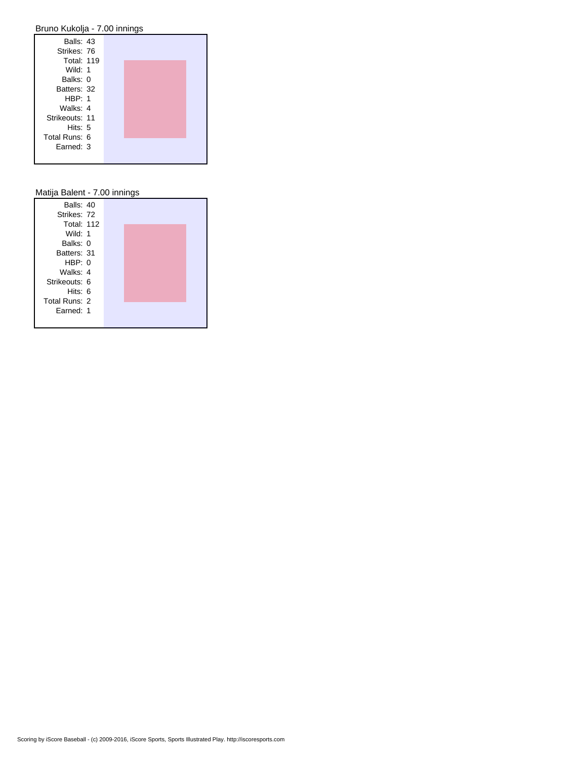Bruno Kukolja - 7.00 innings

Balls: 43
Strikes: 76
Total: 119
Wild: 1
Balks: 0
Batters: 32
HBP: 1
Walks: 4
Strikeouts: 11
Hits: 5
Total Runs: 6
Earned: 3

Matija Balent - 7.00 innings

Balls: 40
Strikes: 72
Total: 112
Wild: 1
Balks: 0
Batters: 31
HBP: 0
Walks: 4
Strikeouts: 6
Hits: 6
Total Runs: 2
Earned: 1

Scoring by iScore Baseball - (c) 2009-2016, iScore Sports, Sports Illustrated Play. http://iscoresports.com